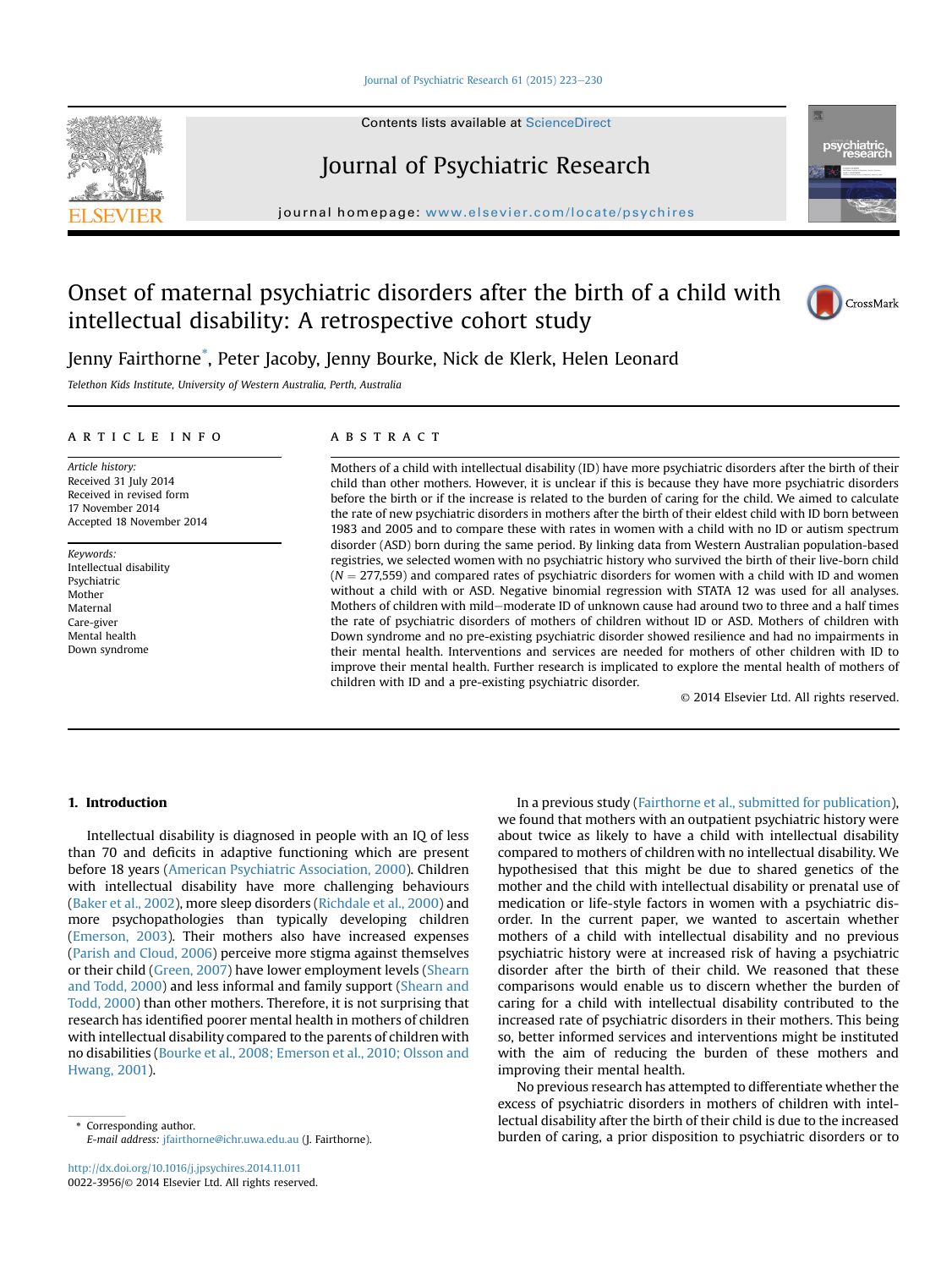# Onset of maternal psychiatric disorders after the birth of a child with intellectual disability: A retrospective cohort study

Jenny Fairthorne*, Peter Jacoby, Jenny Bourke, Nick de Klerk, Helen Leonard

*Telethon Kids Institute, University of Western Australia, Perth, Australia*

## ARTICLE INFO

*Article history:*
Received 31 July 2014
Received in revised form
17 November 2014
Accepted 18 November 2014

*Keywords:*
Intellectual disability
Psychiatric
Mother
Maternal
Care-giver
Mental health
Down syndrome

## ABSTRACT

Mothers of a child with intellectual disability (ID) have more psychiatric disorders after the birth of their child than other mothers. However, it is unclear if this is because they have more psychiatric disorders before the birth or if the increase is related to the burden of caring for the child. We aimed to calculate the rate of new psychiatric disorders in mothers after the birth of their eldest child with ID born between 1983 and 2005 and to compare these with rates in women with a child with no ID or autism spectrum disorder (ASD) born during the same period. By linking data from Western Australian population-based registries, we selected women with no psychiatric history who survived the birth of their live-born child ($N = 277{,}559$) and compared rates of psychiatric disorders for women with a child with ID and women without a child with or ASD. Negative binomial regression with STATA 12 was used for all analyses. Mothers of children with mild–moderate ID of unknown cause had around two to three and a half times the rate of psychiatric disorders of mothers of children without ID or ASD. Mothers of children with Down syndrome and no pre-existing psychiatric disorder showed resilience and had no impairments in their mental health. Interventions and services are needed for mothers of other children with ID to improve their mental health. Further research is implicated to explore the mental health of mothers of children with ID and a pre-existing psychiatric disorder.

© 2014 Elsevier Ltd. All rights reserved.

## 1. Introduction

Intellectual disability is diagnosed in people with an IQ of less than 70 and deficits in adaptive functioning which are present before 18 years (American Psychiatric Association, 2000). Children with intellectual disability have more challenging behaviours (Baker et al., 2002), more sleep disorders (Richdale et al., 2000) and more psychopathologies than typically developing children (Emerson, 2003). Their mothers also have increased expenses (Parish and Cloud, 2006) perceive more stigma against themselves or their child (Green, 2007) have lower employment levels (Shearn and Todd, 2000) and less informal and family support (Shearn and Todd, 2000) than other mothers. Therefore, it is not surprising that research has identified poorer mental health in mothers of children with intellectual disability compared to the parents of children with no disabilities (Bourke et al., 2008; Emerson et al., 2010; Olsson and Hwang, 2001).

In a previous study (Fairthorne et al., submitted for publication), we found that mothers with an outpatient psychiatric history were about twice as likely to have a child with intellectual disability compared to mothers of children with no intellectual disability. We hypothesised that this might be due to shared genetics of the mother and the child with intellectual disability or prenatal use of medication or life-style factors in women with a psychiatric disorder. In the current paper, we wanted to ascertain whether mothers of a child with intellectual disability and no previous psychiatric history were at increased risk of having a psychiatric disorder after the birth of their child. We reasoned that these comparisons would enable us to discern whether the burden of caring for a child with intellectual disability contributed to the increased rate of psychiatric disorders in their mothers. This being so, better informed services and interventions might be instituted with the aim of reducing the burden of these mothers and improving their mental health.

No previous research has attempted to differentiate whether the excess of psychiatric disorders in mothers of children with intellectual disability after the birth of their child is due to the increased burden of caring, a prior disposition to psychiatric disorders or to

\* Corresponding author.
*E-mail address:* jfairthorne@ichr.uwa.edu.au (J. Fairthorne).

http://dx.doi.org/10.1016/j.jpsychires.2014.11.011
0022-3956/© 2014 Elsevier Ltd. All rights reserved.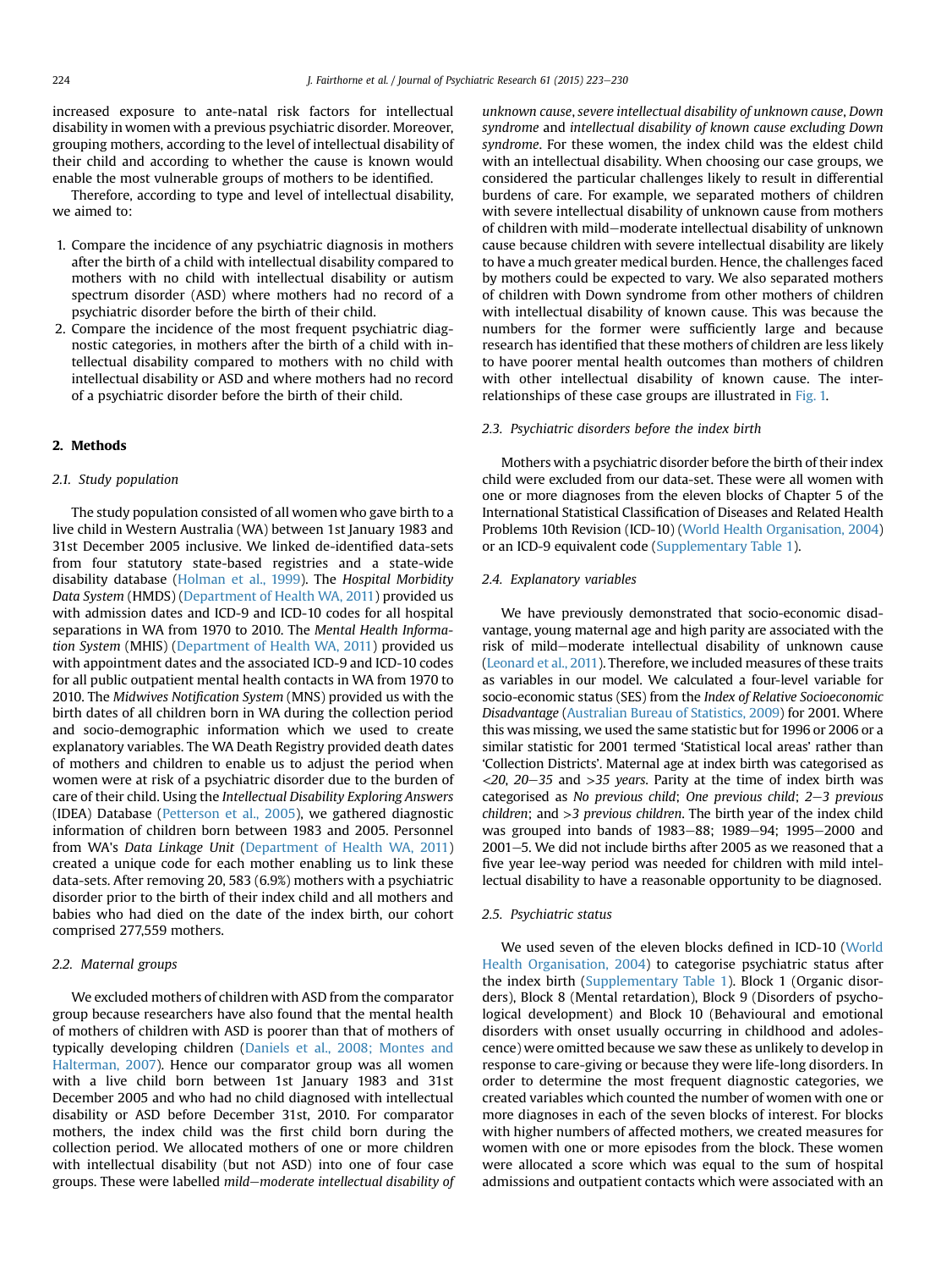increased exposure to ante-natal risk factors for intellectual disability in women with a previous psychiatric disorder. Moreover, grouping mothers, according to the level of intellectual disability of their child and according to whether the cause is known would enable the most vulnerable groups of mothers to be identified.

Therefore, according to type and level of intellectual disability, we aimed to:

1. Compare the incidence of any psychiatric diagnosis in mothers after the birth of a child with intellectual disability compared to mothers with no child with intellectual disability or autism spectrum disorder (ASD) where mothers had no record of a psychiatric disorder before the birth of their child.
2. Compare the incidence of the most frequent psychiatric diagnostic categories, in mothers after the birth of a child with intellectual disability compared to mothers with no child with intellectual disability or ASD and where mothers had no record of a psychiatric disorder before the birth of their child.

## 2. Methods

### 2.1. Study population

The study population consisted of all women who gave birth to a live child in Western Australia (WA) between 1st January 1983 and 31st December 2005 inclusive. We linked de-identified data-sets from four statutory state-based registries and a state-wide disability database (Holman et al., 1999). The *Hospital Morbidity Data System* (HMDS) (Department of Health WA, 2011) provided us with admission dates and ICD-9 and ICD-10 codes for all hospital separations in WA from 1970 to 2010. The *Mental Health Information System* (MHIS) (Department of Health WA, 2011) provided us with appointment dates and the associated ICD-9 and ICD-10 codes for all public outpatient mental health contacts in WA from 1970 to 2010. The *Midwives Notification System* (MNS) provided us with the birth dates of all children born in WA during the collection period and socio-demographic information which we used to create explanatory variables. The WA Death Registry provided death dates of mothers and children to enable us to adjust the period when women were at risk of a psychiatric disorder due to the burden of care of their child. Using the *Intellectual Disability Exploring Answers* (IDEA) Database (Petterson et al., 2005), we gathered diagnostic information of children born between 1983 and 2005. Personnel from WA's *Data Linkage Unit* (Department of Health WA, 2011) created a unique code for each mother enabling us to link these data-sets. After removing 20, 583 (6.9%) mothers with a psychiatric disorder prior to the birth of their index child and all mothers and babies who had died on the date of the index birth, our cohort comprised 277,559 mothers.

### 2.2. Maternal groups

We excluded mothers of children with ASD from the comparator group because researchers have also found that the mental health of mothers of children with ASD is poorer than that of mothers of typically developing children (Daniels et al., 2008; Montes and Halterman, 2007). Hence our comparator group was all women with a live child born between 1st January 1983 and 31st December 2005 and who had no child diagnosed with intellectual disability or ASD before December 31st, 2010. For comparator mothers, the index child was the first child born during the collection period. We allocated mothers of one or more children with intellectual disability (but not ASD) into one of four case groups. These were labelled *mild–moderate intellectual disability of unknown cause*, *severe intellectual disability of unknown cause*, *Down syndrome* and *intellectual disability of known cause excluding Down syndrome*. For these women, the index child was the eldest child with an intellectual disability. When choosing our case groups, we considered the particular challenges likely to result in differential burdens of care. For example, we separated mothers of children with severe intellectual disability of unknown cause from mothers of children with mild–moderate intellectual disability of unknown cause because children with severe intellectual disability are likely to have a much greater medical burden. Hence, the challenges faced by mothers could be expected to vary. We also separated mothers of children with Down syndrome from other mothers of children with intellectual disability of known cause. This was because the numbers for the former were sufficiently large and because research has identified that these mothers of children are less likely to have poorer mental health outcomes than mothers of children with other intellectual disability of known cause. The inter-relationships of these case groups are illustrated in Fig. 1.

### 2.3. Psychiatric disorders before the index birth

Mothers with a psychiatric disorder before the birth of their index child were excluded from our data-set. These were all women with one or more diagnoses from the eleven blocks of Chapter 5 of the International Statistical Classification of Diseases and Related Health Problems 10th Revision (ICD-10) (World Health Organisation, 2004) or an ICD-9 equivalent code (Supplementary Table 1).

### 2.4. Explanatory variables

We have previously demonstrated that socio-economic disadvantage, young maternal age and high parity are associated with the risk of mild–moderate intellectual disability of unknown cause (Leonard et al., 2011). Therefore, we included measures of these traits as variables in our model. We calculated a four-level variable for socio-economic status (SES) from the *Index of Relative Socioeconomic Disadvantage* (Australian Bureau of Statistics, 2009) for 2001. Where this was missing, we used the same statistic but for 1996 or 2006 or a similar statistic for 2001 termed 'Statistical local areas' rather than 'Collection Districts'. Maternal age at index birth was categorised as *<20*, *20–35* and *>35 years*. Parity at the time of index birth was categorised as *No previous child*; *One previous child*; *2–3 previous children*; and *>3 previous children*. The birth year of the index child was grouped into bands of 1983–88; 1989–94; 1995–2000 and 2001–5. We did not include births after 2005 as we reasoned that a five year lee-way period was needed for children with mild intellectual disability to have a reasonable opportunity to be diagnosed.

### 2.5. Psychiatric status

We used seven of the eleven blocks defined in ICD-10 (World Health Organisation, 2004) to categorise psychiatric status after the index birth (Supplementary Table 1). Block 1 (Organic disorders), Block 8 (Mental retardation), Block 9 (Disorders of psychological development) and Block 10 (Behavioural and emotional disorders with onset usually occurring in childhood and adolescence) were omitted because we saw these as unlikely to develop in response to care-giving or because they were life-long disorders. In order to determine the most frequent diagnostic categories, we created variables which counted the number of women with one or more diagnoses in each of the seven blocks of interest. For blocks with higher numbers of affected mothers, we created measures for women with one or more episodes from the block. These women were allocated a score which was equal to the sum of hospital admissions and outpatient contacts which were associated with an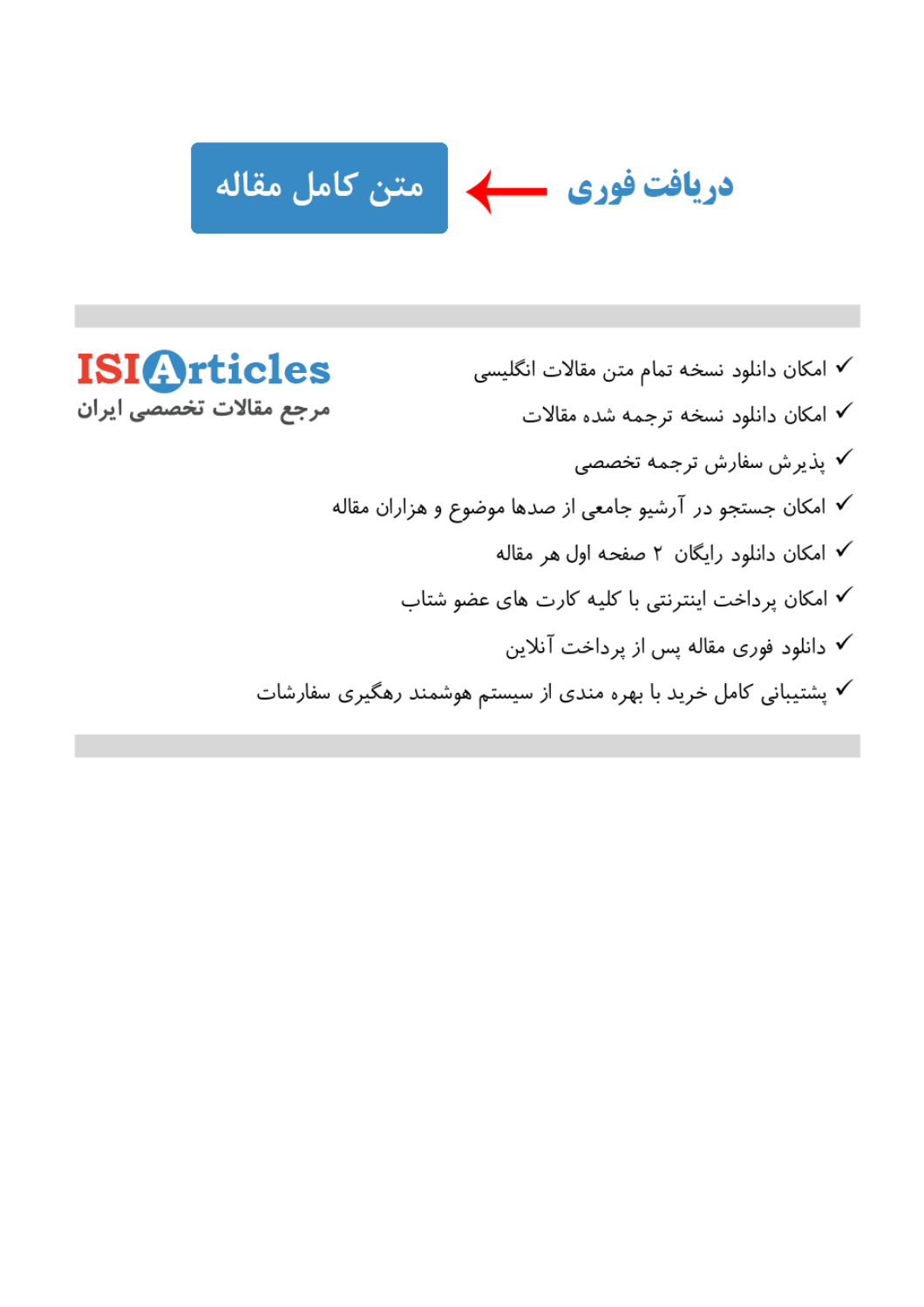دریافت فوری ← متن کامل مقاله

ISIArticles

مرجع مقالات تخصصی ایران

- ✓ امکان دانلود نسخه تمام متن مقالات انگلیسی
- ✓ امکان دانلود نسخه ترجمه شده مقالات
- ✓ پذیرش سفارش ترجمه تخصصی
- ✓ امکان جستجو در آرشیو جامعی از صدها موضوع و هزاران مقاله
- ✓ امکان دانلود رایگان ۲ صفحه اول هر مقاله
- ✓ امکان پرداخت اینترنتی با کلیه کارت های عضو شتاب
- ✓ دانلود فوری مقاله پس از پرداخت آنلاین
- ✓ پشتیبانی کامل خرید با بهره مندی از سیستم هوشمند رهگیری سفارشات